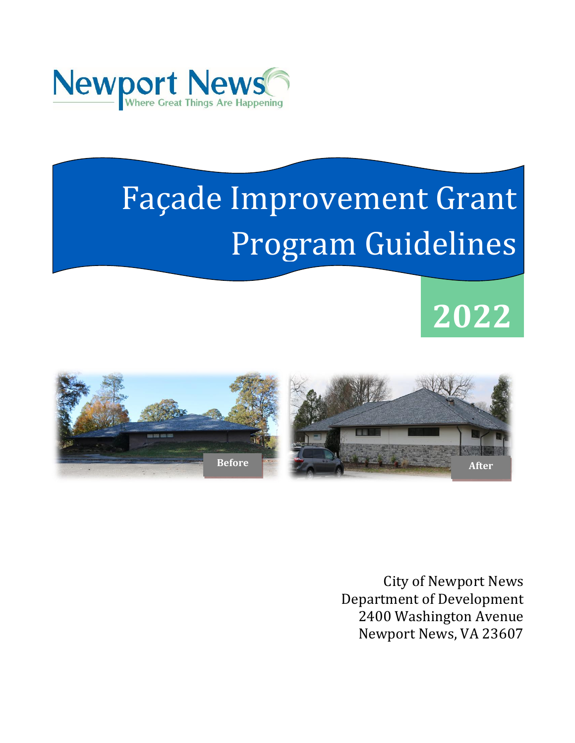Newport News
Where Great Things Are Happening

# Façade Improvement Grant Program Guidelines

## 2022

Before

After

City of Newport News
Department of Development
2400 Washington Avenue
Newport News, VA 23607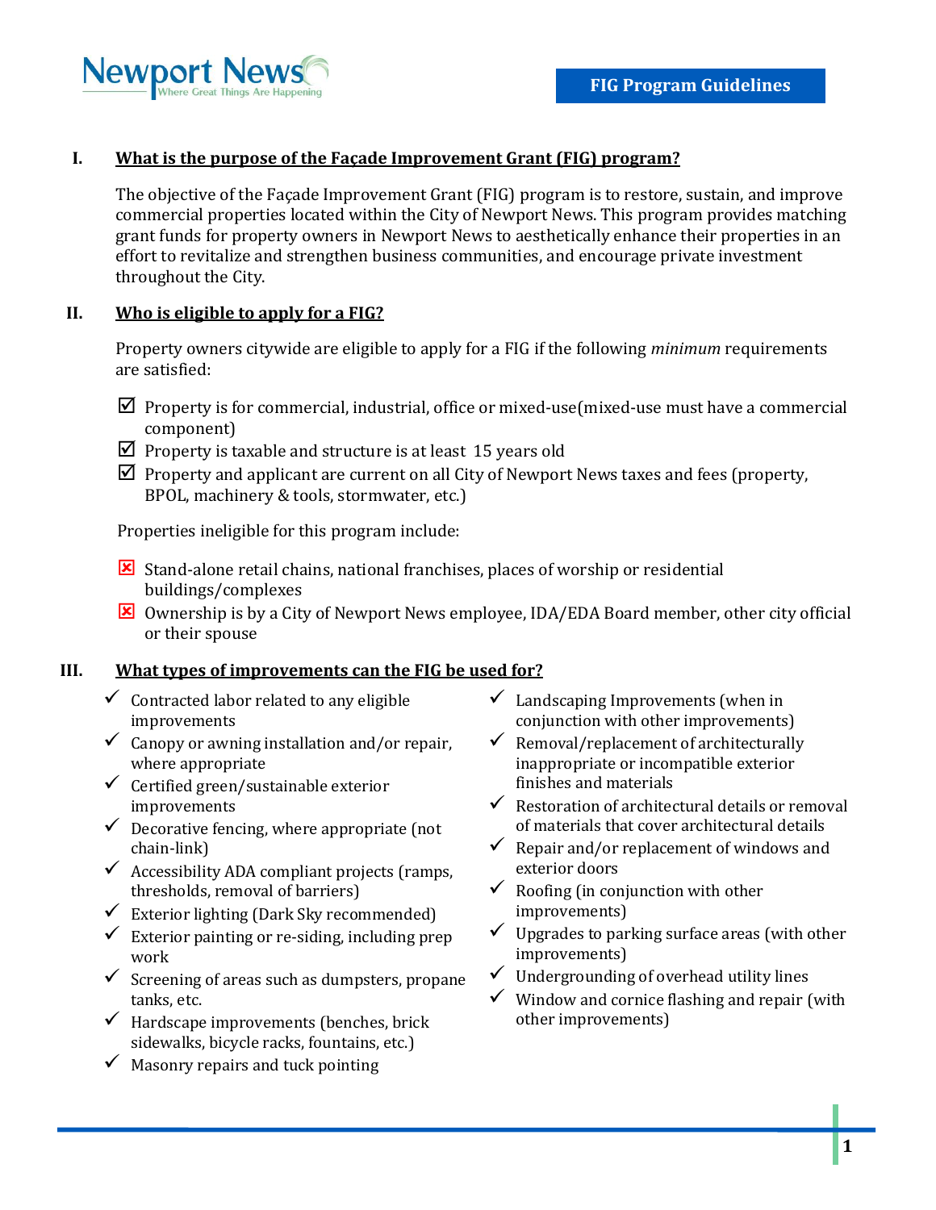# FIG Program Guidelines

## I. What is the purpose of the Façade Improvement Grant (FIG) program?

The objective of the Façade Improvement Grant (FIG) program is to restore, sustain, and improve commercial properties located within the City of Newport News. This program provides matching grant funds for property owners in Newport News to aesthetically enhance their properties in an effort to revitalize and strengthen business communities, and encourage private investment throughout the City.

## II. Who is eligible to apply for a FIG?

Property owners citywide are eligible to apply for a FIG if the following *minimum* requirements are satisfied:

- ☑ Property is for commercial, industrial, office or mixed-use(mixed-use must have a commercial component)
- ☑ Property is taxable and structure is at least 15 years old
- ☑ Property and applicant are current on all City of Newport News taxes and fees (property, BPOL, machinery & tools, stormwater, etc.)

Properties ineligible for this program include:

- ☒ Stand-alone retail chains, national franchises, places of worship or residential buildings/complexes
- ☒ Ownership is by a City of Newport News employee, IDA/EDA Board member, other city official or their spouse

## III. What types of improvements can the FIG be used for?

- ✓ Contracted labor related to any eligible improvements
- ✓ Canopy or awning installation and/or repair, where appropriate
- ✓ Certified green/sustainable exterior improvements
- ✓ Decorative fencing, where appropriate (not chain-link)
- ✓ Accessibility ADA compliant projects (ramps, thresholds, removal of barriers)
- ✓ Exterior lighting (Dark Sky recommended)
- ✓ Exterior painting or re-siding, including prep work
- ✓ Screening of areas such as dumpsters, propane tanks, etc.
- ✓ Hardscape improvements (benches, brick sidewalks, bicycle racks, fountains, etc.)
- ✓ Masonry repairs and tuck pointing
- ✓ Landscaping Improvements (when in conjunction with other improvements)
- ✓ Removal/replacement of architecturally inappropriate or incompatible exterior finishes and materials
- ✓ Restoration of architectural details or removal of materials that cover architectural details
- ✓ Repair and/or replacement of windows and exterior doors
- ✓ Roofing (in conjunction with other improvements)
- ✓ Upgrades to parking surface areas (with other improvements)
- ✓ Undergrounding of overhead utility lines
- ✓ Window and cornice flashing and repair (with other improvements)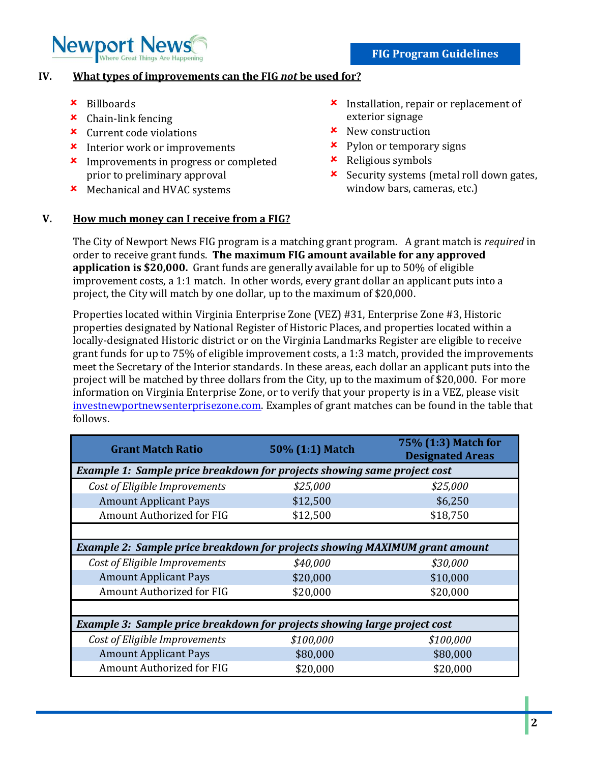## IV. What types of improvements can the FIG *not* be used for?

- Billboards
- Chain-link fencing
- Current code violations
- Interior work or improvements
- Improvements in progress or completed prior to preliminary approval
- Mechanical and HVAC systems
- Installation, repair or replacement of exterior signage
- New construction
- Pylon or temporary signs
- Religious symbols
- Security systems (metal roll down gates, window bars, cameras, etc.)

## V. How much money can I receive from a FIG?

The City of Newport News FIG program is a matching grant program. A grant match is *required* in order to receive grant funds. **The maximum FIG amount available for any approved application is $20,000.** Grant funds are generally available for up to 50% of eligible improvement costs, a 1:1 match. In other words, every grant dollar an applicant puts into a project, the City will match by one dollar, up to the maximum of $20,000.

Properties located within Virginia Enterprise Zone (VEZ) #31, Enterprise Zone #3, Historic properties designated by National Register of Historic Places, and properties located within a locally-designated Historic district or on the Virginia Landmarks Register are eligible to receive grant funds for up to 75% of eligible improvement costs, a 1:3 match, provided the improvements meet the Secretary of the Interior standards. In these areas, each dollar an applicant puts into the project will be matched by three dollars from the City, up to the maximum of $20,000. For more information on Virginia Enterprise Zone, or to verify that your property is in a VEZ, please visit investnewportnewsenterprisezone.com. Examples of grant matches can be found in the table that follows.

| Grant Match Ratio | 50% (1:1) Match | 75% (1:3) Match for Designated Areas |
|---|---|---|
| ***Example 1: Sample price breakdown for projects showing same project cost*** | | |
| *Cost of Eligible Improvements* | *$25,000* | *$25,000* |
| Amount Applicant Pays | $12,500 | $6,250 |
| Amount Authorized for FIG | $12,500 | $18,750 |
| | | |
| ***Example 2: Sample price breakdown for projects showing MAXIMUM grant amount*** | | |
| *Cost of Eligible Improvements* | *$40,000* | *$30,000* |
| Amount Applicant Pays | $20,000 | $10,000 |
| Amount Authorized for FIG | $20,000 | $20,000 |
| | | |
| ***Example 3: Sample price breakdown for projects showing large project cost*** | | |
| *Cost of Eligible Improvements* | *$100,000* | *$100,000* |
| Amount Applicant Pays | $80,000 | $80,000 |
| Amount Authorized for FIG | $20,000 | $20,000 |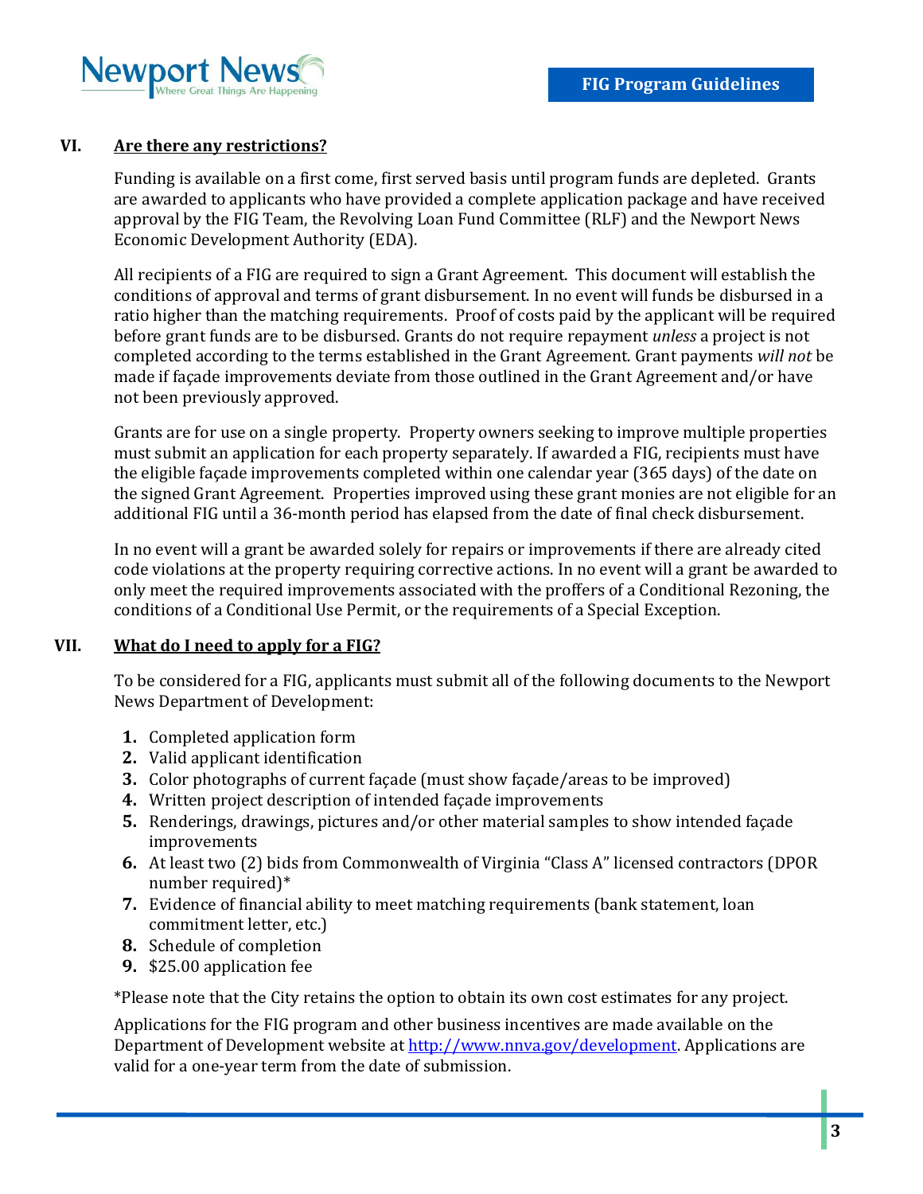## VI. Are there any restrictions?

Funding is available on a first come, first served basis until program funds are depleted. Grants are awarded to applicants who have provided a complete application package and have received approval by the FIG Team, the Revolving Loan Fund Committee (RLF) and the Newport News Economic Development Authority (EDA).

All recipients of a FIG are required to sign a Grant Agreement. This document will establish the conditions of approval and terms of grant disbursement. In no event will funds be disbursed in a ratio higher than the matching requirements. Proof of costs paid by the applicant will be required before grant funds are to be disbursed. Grants do not require repayment *unless* a project is not completed according to the terms established in the Grant Agreement. Grant payments *will not* be made if façade improvements deviate from those outlined in the Grant Agreement and/or have not been previously approved.

Grants are for use on a single property. Property owners seeking to improve multiple properties must submit an application for each property separately. If awarded a FIG, recipients must have the eligible façade improvements completed within one calendar year (365 days) of the date on the signed Grant Agreement. Properties improved using these grant monies are not eligible for an additional FIG until a 36-month period has elapsed from the date of final check disbursement.

In no event will a grant be awarded solely for repairs or improvements if there are already cited code violations at the property requiring corrective actions. In no event will a grant be awarded to only meet the required improvements associated with the proffers of a Conditional Rezoning, the conditions of a Conditional Use Permit, or the requirements of a Special Exception.

## VII. What do I need to apply for a FIG?

To be considered for a FIG, applicants must submit all of the following documents to the Newport News Department of Development:

1. Completed application form
2. Valid applicant identification
3. Color photographs of current façade (must show façade/areas to be improved)
4. Written project description of intended façade improvements
5. Renderings, drawings, pictures and/or other material samples to show intended façade improvements
6. At least two (2) bids from Commonwealth of Virginia "Class A" licensed contractors (DPOR number required)*
7. Evidence of financial ability to meet matching requirements (bank statement, loan commitment letter, etc.)
8. Schedule of completion
9. $25.00 application fee

*Please note that the City retains the option to obtain its own cost estimates for any project.

Applications for the FIG program and other business incentives are made available on the Department of Development website at http://www.nnva.gov/development. Applications are valid for a one-year term from the date of submission.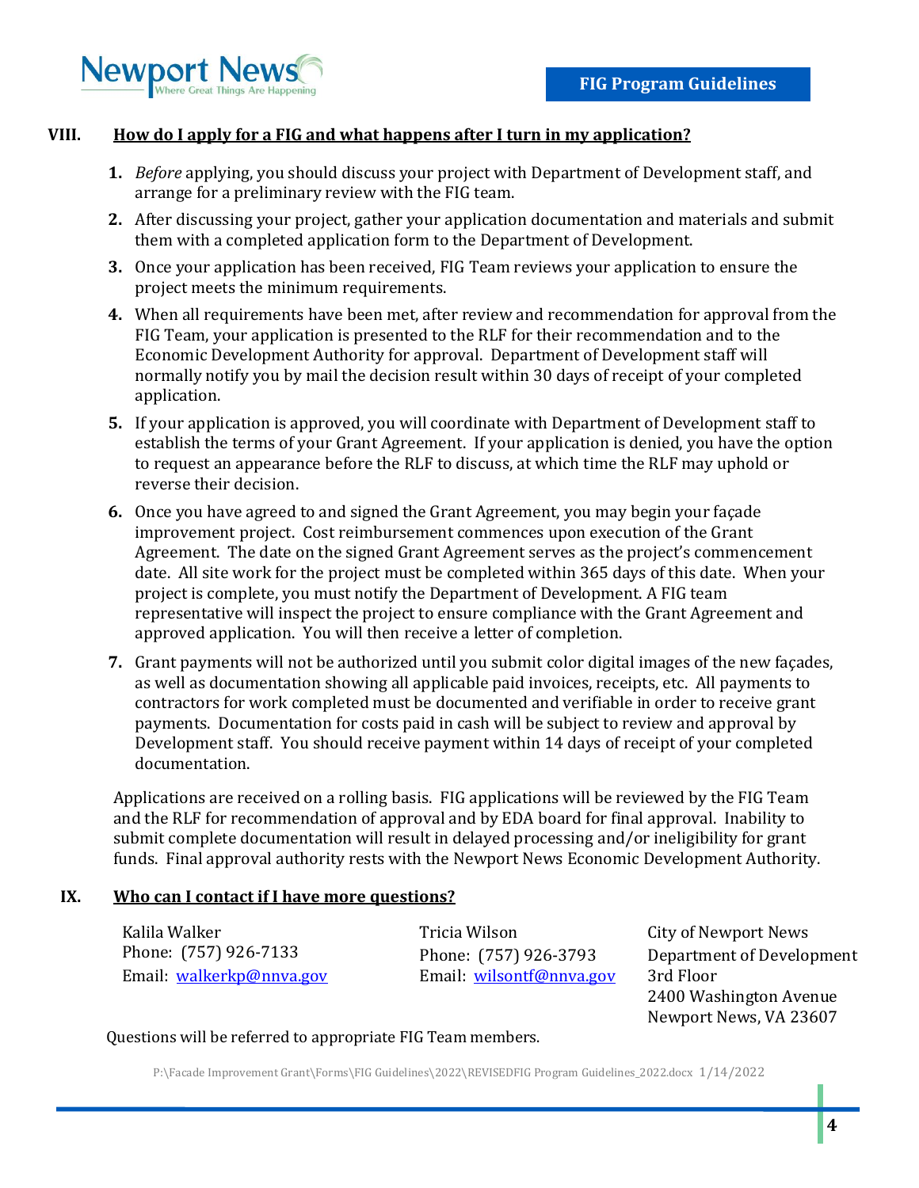## VIII. How do I apply for a FIG and what happens after I turn in my application?

1. *Before* applying, you should discuss your project with Department of Development staff, and arrange for a preliminary review with the FIG team.
2. After discussing your project, gather your application documentation and materials and submit them with a completed application form to the Department of Development.
3. Once your application has been received, FIG Team reviews your application to ensure the project meets the minimum requirements.
4. When all requirements have been met, after review and recommendation for approval from the FIG Team, your application is presented to the RLF for their recommendation and to the Economic Development Authority for approval. Department of Development staff will normally notify you by mail the decision result within 30 days of receipt of your completed application.
5. If your application is approved, you will coordinate with Department of Development staff to establish the terms of your Grant Agreement. If your application is denied, you have the option to request an appearance before the RLF to discuss, at which time the RLF may uphold or reverse their decision.
6. Once you have agreed to and signed the Grant Agreement, you may begin your façade improvement project. Cost reimbursement commences upon execution of the Grant Agreement. The date on the signed Grant Agreement serves as the project's commencement date. All site work for the project must be completed within 365 days of this date. When your project is complete, you must notify the Department of Development. A FIG team representative will inspect the project to ensure compliance with the Grant Agreement and approved application. You will then receive a letter of completion.
7. Grant payments will not be authorized until you submit color digital images of the new façades, as well as documentation showing all applicable paid invoices, receipts, etc. All payments to contractors for work completed must be documented and verifiable in order to receive grant payments. Documentation for costs paid in cash will be subject to review and approval by Development staff. You should receive payment within 14 days of receipt of your completed documentation.

Applications are received on a rolling basis. FIG applications will be reviewed by the FIG Team and the RLF for recommendation of approval and by EDA board for final approval. Inability to submit complete documentation will result in delayed processing and/or ineligibility for grant funds. Final approval authority rests with the Newport News Economic Development Authority.

## IX. Who can I contact if I have more questions?

Kalila Walker
Phone: (757) 926-7133
Email: walkerkp@nnva.gov

Tricia Wilson
Phone: (757) 926-3793
Email: wilsontf@nnva.gov

City of Newport News
Department of Development
3rd Floor
2400 Washington Avenue
Newport News, VA 23607

Questions will be referred to appropriate FIG Team members.

P:\Facade Improvement Grant\Forms\FIG Guidelines\2022\REVISEDFIG Program Guidelines_2022.docx 1/14/2022